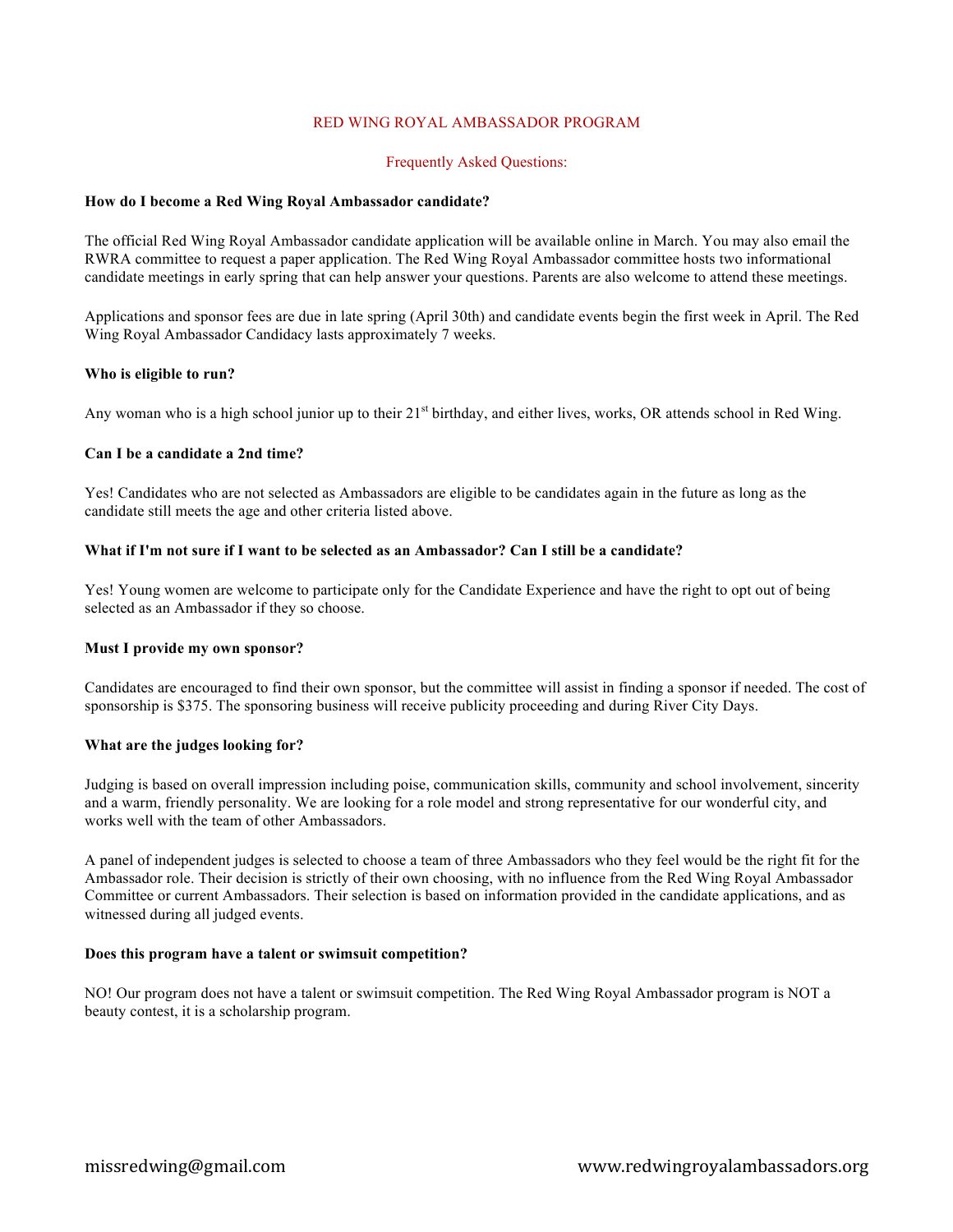# RED WING ROYAL AMBASSADOR PROGRAM

## Frequently Asked Questions:

**How do I become a Red Wing Royal Ambassador candidate?**

The official Red Wing Royal Ambassador candidate application will be available online in March. You may also email the RWRA committee to request a paper application. The Red Wing Royal Ambassador committee hosts two informational candidate meetings in early spring that can help answer your questions. Parents are also welcome to attend these meetings.

Applications and sponsor fees are due in late spring (April 30th) and candidate events begin the first week in April. The Red Wing Royal Ambassador Candidacy lasts approximately 7 weeks.

**Who is eligible to run?**

Any woman who is a high school junior up to their 21st birthday, and either lives, works, OR attends school in Red Wing.

**Can I be a candidate a 2nd time?**

Yes! Candidates who are not selected as Ambassadors are eligible to be candidates again in the future as long as the candidate still meets the age and other criteria listed above.

**What if I'm not sure if I want to be selected as an Ambassador? Can I still be a candidate?**

Yes! Young women are welcome to participate only for the Candidate Experience and have the right to opt out of being selected as an Ambassador if they so choose.

**Must I provide my own sponsor?**

Candidates are encouraged to find their own sponsor, but the committee will assist in finding a sponsor if needed. The cost of sponsorship is $375. The sponsoring business will receive publicity proceeding and during River City Days.

**What are the judges looking for?**

Judging is based on overall impression including poise, communication skills, community and school involvement, sincerity and a warm, friendly personality. We are looking for a role model and strong representative for our wonderful city, and works well with the team of other Ambassadors.

A panel of independent judges is selected to choose a team of three Ambassadors who they feel would be the right fit for the Ambassador role. Their decision is strictly of their own choosing, with no influence from the Red Wing Royal Ambassador Committee or current Ambassadors. Their selection is based on information provided in the candidate applications, and as witnessed during all judged events.

**Does this program have a talent or swimsuit competition?**

NO! Our program does not have a talent or swimsuit competition. The Red Wing Royal Ambassador program is NOT a beauty contest, it is a scholarship program.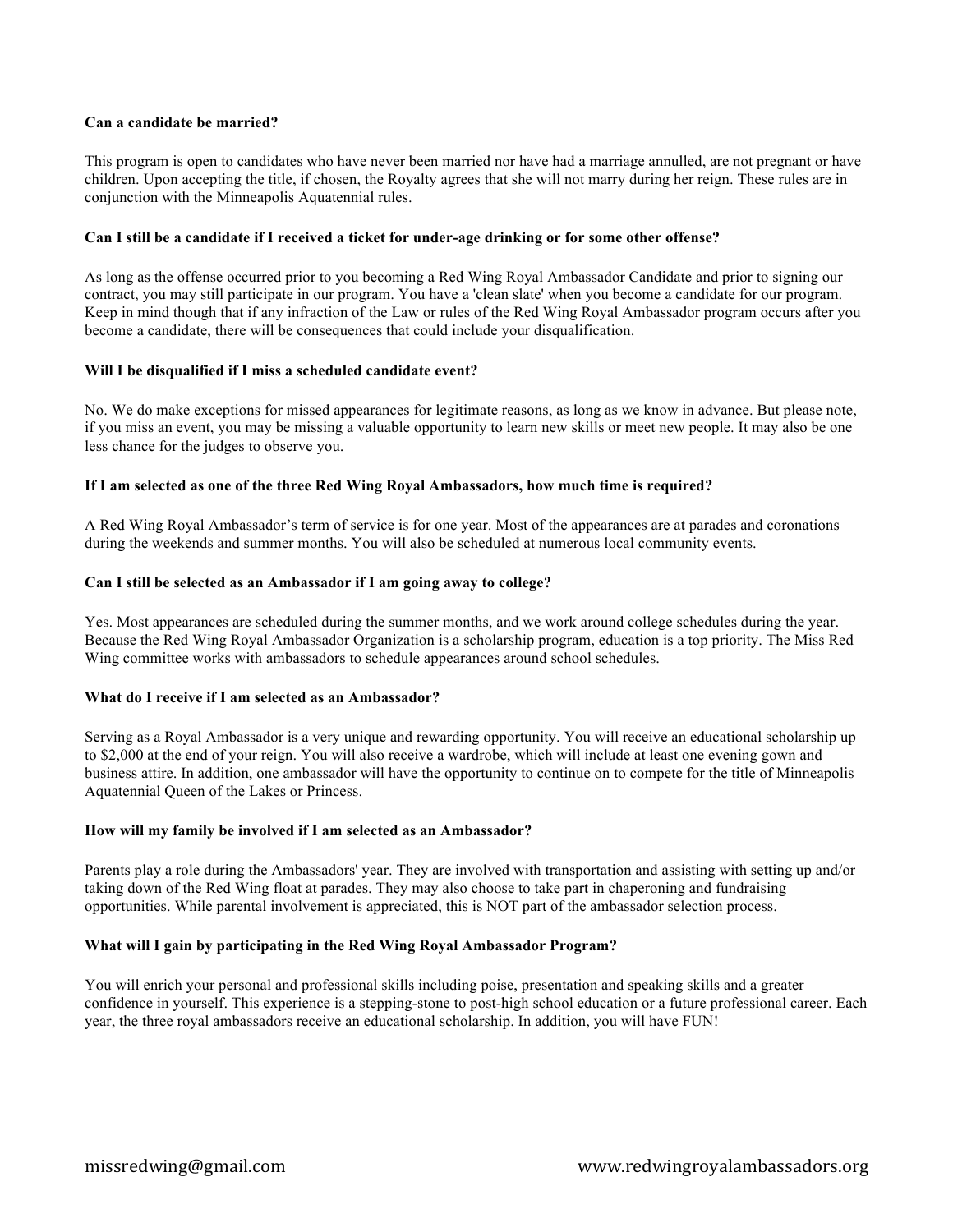**Can a candidate be married?**

This program is open to candidates who have never been married nor have had a marriage annulled, are not pregnant or have children. Upon accepting the title, if chosen, the Royalty agrees that she will not marry during her reign. These rules are in conjunction with the Minneapolis Aquatennial rules.

**Can I still be a candidate if I received a ticket for under-age drinking or for some other offense?**

As long as the offense occurred prior to you becoming a Red Wing Royal Ambassador Candidate and prior to signing our contract, you may still participate in our program. You have a 'clean slate' when you become a candidate for our program. Keep in mind though that if any infraction of the Law or rules of the Red Wing Royal Ambassador program occurs after you become a candidate, there will be consequences that could include your disqualification.

**Will I be disqualified if I miss a scheduled candidate event?**

No. We do make exceptions for missed appearances for legitimate reasons, as long as we know in advance. But please note, if you miss an event, you may be missing a valuable opportunity to learn new skills or meet new people. It may also be one less chance for the judges to observe you.

**If I am selected as one of the three Red Wing Royal Ambassadors, how much time is required?**

A Red Wing Royal Ambassador's term of service is for one year. Most of the appearances are at parades and coronations during the weekends and summer months. You will also be scheduled at numerous local community events.

**Can I still be selected as an Ambassador if I am going away to college?**

Yes. Most appearances are scheduled during the summer months, and we work around college schedules during the year. Because the Red Wing Royal Ambassador Organization is a scholarship program, education is a top priority. The Miss Red Wing committee works with ambassadors to schedule appearances around school schedules.

**What do I receive if I am selected as an Ambassador?**

Serving as a Royal Ambassador is a very unique and rewarding opportunity. You will receive an educational scholarship up to $2,000 at the end of your reign. You will also receive a wardrobe, which will include at least one evening gown and business attire. In addition, one ambassador will have the opportunity to continue on to compete for the title of Minneapolis Aquatennial Queen of the Lakes or Princess.

**How will my family be involved if I am selected as an Ambassador?**

Parents play a role during the Ambassadors' year. They are involved with transportation and assisting with setting up and/or taking down of the Red Wing float at parades. They may also choose to take part in chaperoning and fundraising opportunities. While parental involvement is appreciated, this is NOT part of the ambassador selection process.

**What will I gain by participating in the Red Wing Royal Ambassador Program?**

You will enrich your personal and professional skills including poise, presentation and speaking skills and a greater confidence in yourself. This experience is a stepping-stone to post-high school education or a future professional career. Each year, the three royal ambassadors receive an educational scholarship. In addition, you will have FUN!

missredwing@gmail.com www.redwingroyalambassadors.org